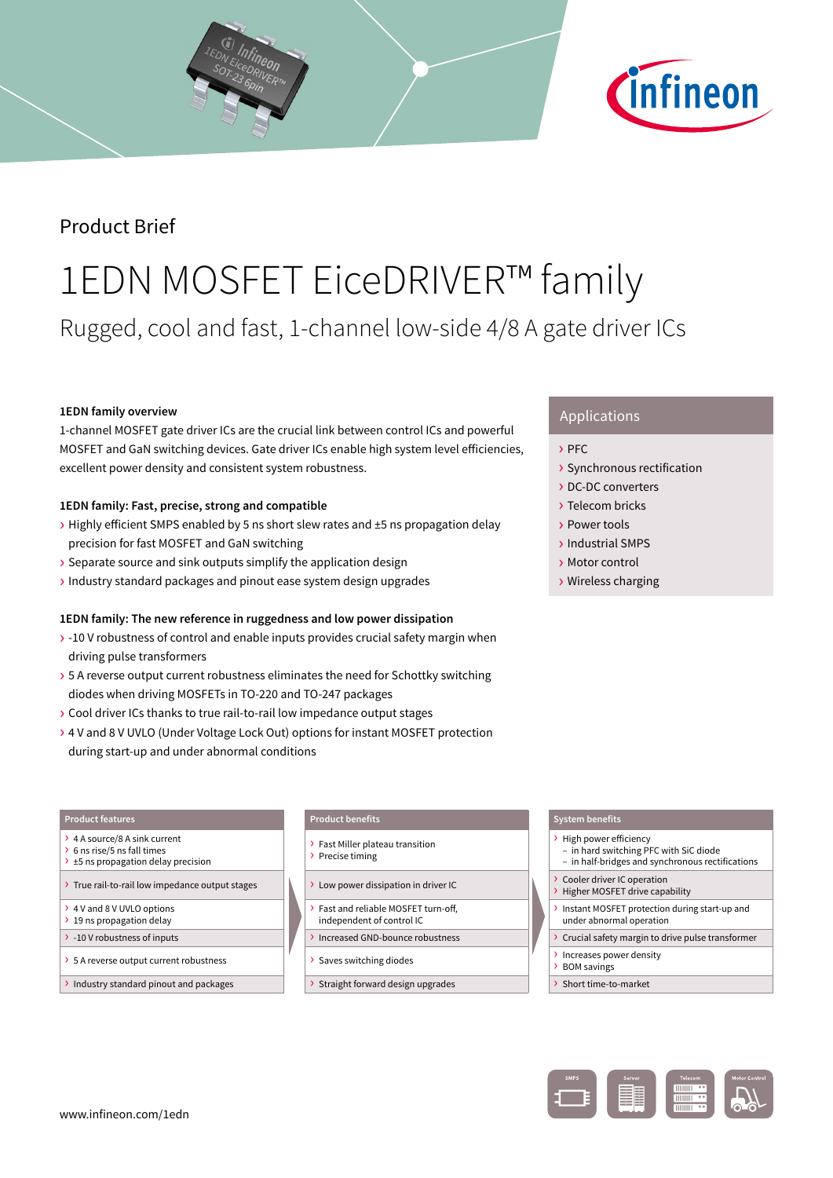Product Brief

# 1EDN MOSFET EiceDRIVER™ family

## Rugged, cool and fast, 1-channel low-side 4/8 A gate driver ICs

**1EDN family overview**

1-channel MOSFET gate driver ICs are the crucial link between control ICs and powerful MOSFET and GaN switching devices. Gate driver ICs enable high system level efficiencies, excellent power density and consistent system robustness.

**1EDN family: Fast, precise, strong and compatible**

- Highly efficient SMPS enabled by 5 ns short slew rates and ±5 ns propagation delay precision for fast MOSFET and GaN switching
- Separate source and sink outputs simplify the application design
- Industry standard packages and pinout ease system design upgrades

**1EDN family: The new reference in ruggedness and low power dissipation**

- -10 V robustness of control and enable inputs provides crucial safety margin when driving pulse transformers
- 5 A reverse output current robustness eliminates the need for Schottky switching diodes when driving MOSFETs in TO-220 and TO-247 packages
- Cool driver ICs thanks to true rail-to-rail low impedance output stages
- 4 V and 8 V UVLO (Under Voltage Lock Out) options for instant MOSFET protection during start-up and under abnormal conditions

### Applications

- PFC
- Synchronous rectification
- DC-DC converters
- Telecom bricks
- Power tools
- Industrial SMPS
- Motor control
- Wireless charging

| Product features | Product benefits | System benefits |
|---|---|---|
| 4 A source/8 A sink current; 6 ns rise/5 ns fall times; ±5 ns propagation delay precision | Fast Miller plateau transition; Precise timing | High power efficiency – in hard switching PFC with SiC diode – in half-bridges and synchronous rectifications |
| True rail-to-rail low impedance output stages | Low power dissipation in driver IC | Cooler driver IC operation; Higher MOSFET drive capability |
| 4 V and 8 V UVLO options; 19 ns propagation delay | Fast and reliable MOSFET turn-off, independent of control IC | Instant MOSFET protection during start-up and under abnormal operation |
| -10 V robustness of inputs | Increased GND-bounce robustness | Crucial safety margin to drive pulse transformer |
| 5 A reverse output current robustness | Saves switching diodes | Increases power density; BOM savings |
| Industry standard pinout and packages | Straight forward design upgrades | Short time-to-market |

SMPS | Server | Telecom | Motor Control

www.infineon.com/1edn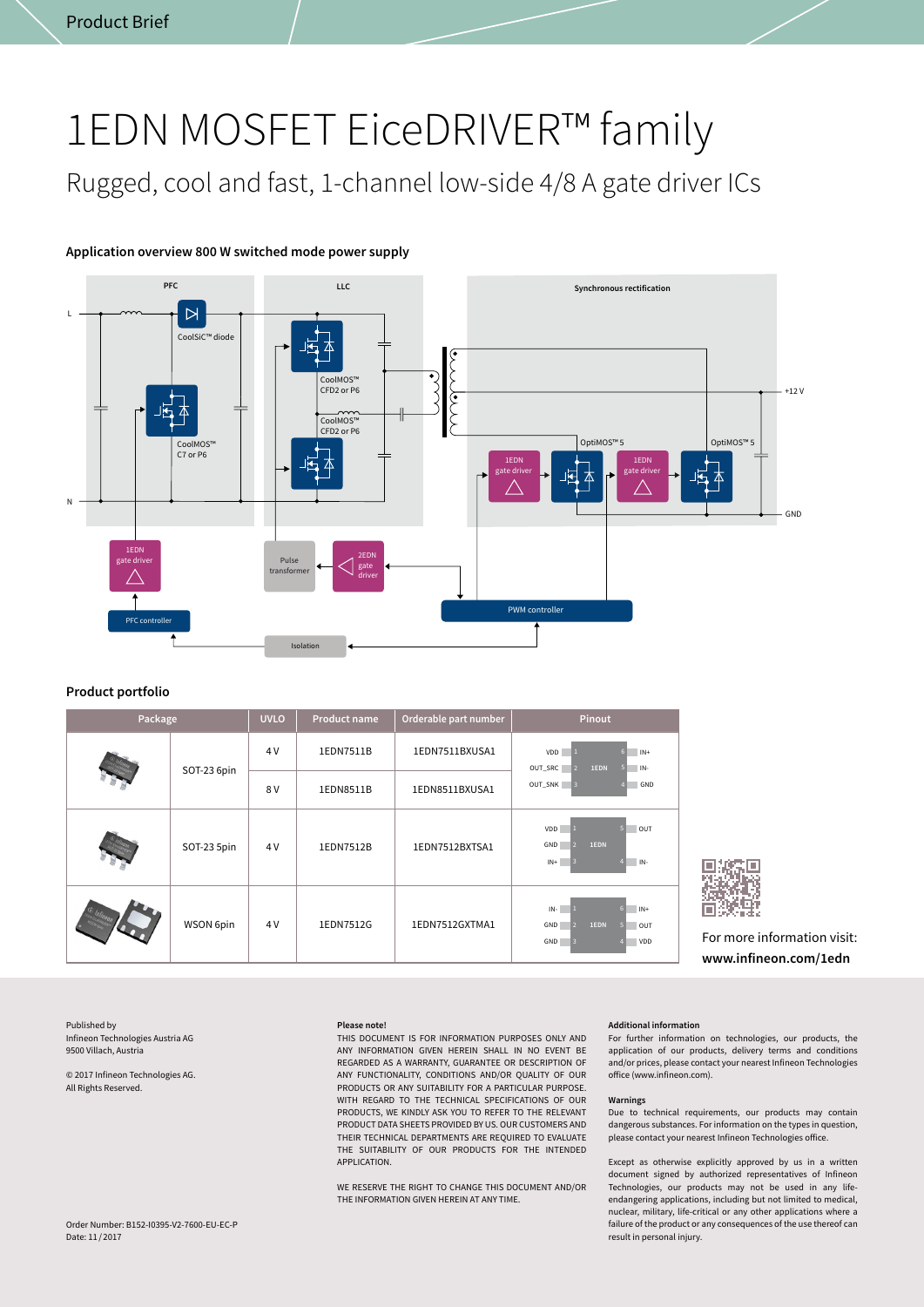# 1EDN MOSFET EiceDRIVER™ family

## Rugged, cool and fast, 1-channel low-side 4/8 A gate driver ICs

### Application overview 800 W switched mode power supply

PFC
LLC
Synchronous rectification
L
N
CoolSiC™ diode
CoolMOS™ C7 or P6
CoolMOS™ CFD2 or P6
CoolMOS™ CFD2 or P6
OptiMOS™ 5
OptiMOS™ 5
1EDN gate driver
1EDN gate driver
1EDN gate driver
+12 V
GND
Pulse transformer
2EDN gate driver
PWM controller
PFC controller
Isolation

### Product portfolio

| Package | | UVLO | Product name | Orderable part number | Pinout |
|---|---|---|---|---|---|
| | SOT-23 6pin | 4 V | 1EDN7511B | 1EDN7511BXUSA1 | VDD 1, OUT_SRC 2, OUT_SNK 3, GND 4, IN- 5, IN+ 6 |
| | | 8 V | 1EDN8511B | 1EDN8511BXUSA1 | |
| | SOT-23 5pin | 4 V | 1EDN7512B | 1EDN7512BXTSA1 | VDD 1, GND 2, IN+ 3, IN- 4, OUT 5 |
| | WSON 6pin | 4 V | 1EDN7512G | 1EDN7512GXTMA1 | IN- 1, GND 2, GND 3, VDD 4, OUT 5, IN+ 6 |

For more information visit:
**www.infineon.com/1edn**

Published by
Infineon Technologies Austria AG
9500 Villach, Austria

© 2017 Infineon Technologies AG.
All Rights Reserved.

Order Number: B152-I0395-V2-7600-EU-EC-P
Date: 11 / 2017

**Please note!**
THIS DOCUMENT IS FOR INFORMATION PURPOSES ONLY AND ANY INFORMATION GIVEN HEREIN SHALL IN NO EVENT BE REGARDED AS A WARRANTY, GUARANTEE OR DESCRIPTION OF ANY FUNCTIONALITY, CONDITIONS AND/OR QUALITY OF OUR PRODUCTS OR ANY SUITABILITY FOR A PARTICULAR PURPOSE. WITH REGARD TO THE TECHNICAL SPECIFICATIONS OF OUR PRODUCTS, WE KINDLY ASK YOU TO REFER TO THE RELEVANT PRODUCT DATA SHEETS PROVIDED BY US. OUR CUSTOMERS AND THEIR TECHNICAL DEPARTMENTS ARE REQUIRED TO EVALUATE THE SUITABILITY OF OUR PRODUCTS FOR THE INTENDED APPLICATION.

WE RESERVE THE RIGHT TO CHANGE THIS DOCUMENT AND/OR THE INFORMATION GIVEN HEREIN AT ANY TIME.

**Additional information**
For further information on technologies, our products, the application of our products, delivery terms and conditions and/or prices, please contact your nearest Infineon Technologies office (www.infineon.com).

**Warnings**
Due to technical requirements, our products may contain dangerous substances. For information on the types in question, please contact your nearest Infineon Technologies office.

Except as otherwise explicitly approved by us in a written document signed by authorized representatives of Infineon Technologies, our products may not be used in any life-endangering applications, including but not limited to medical, nuclear, military, life-critical or any other applications where a failure of the product or any consequences of the use thereof can result in personal injury.